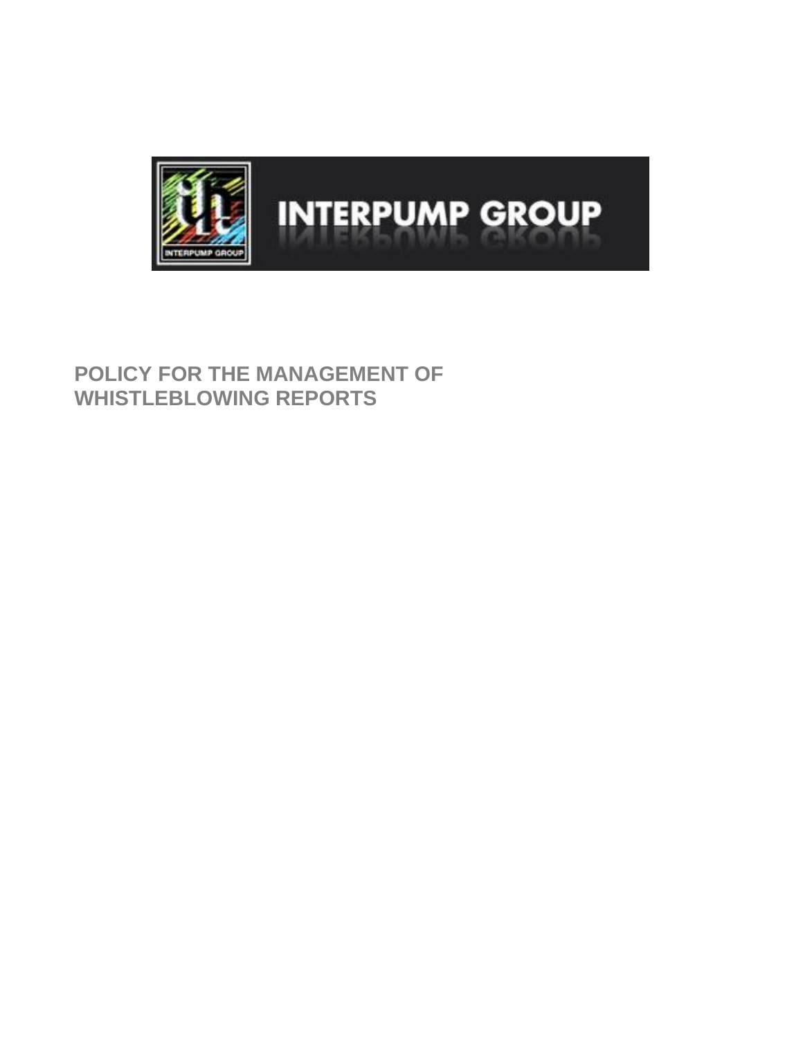INTERPUMP GROUP

# POLICY FOR THE MANAGEMENT OF WHISTLEBLOWING REPORTS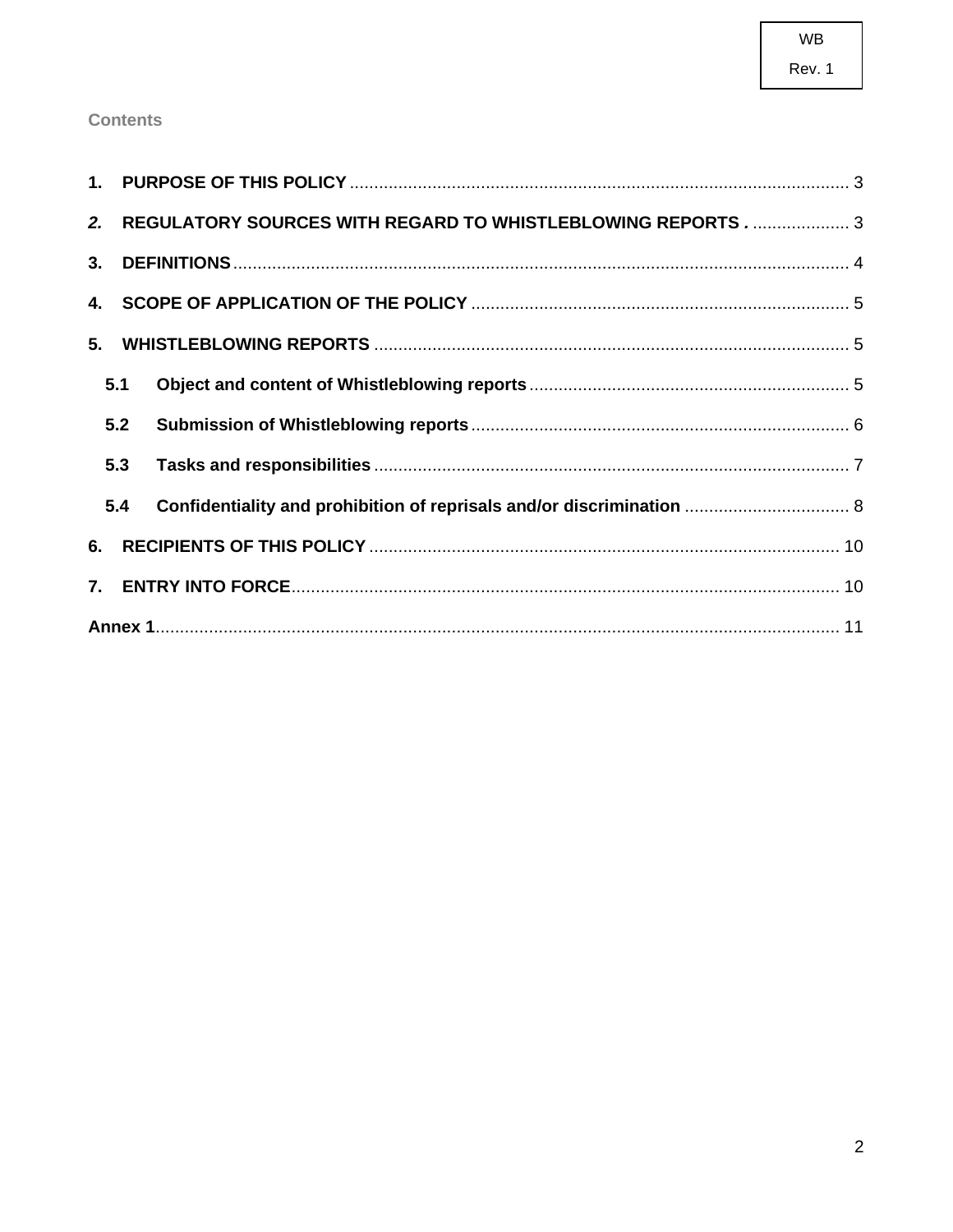**Contents**

1. **PURPOSE OF THIS POLICY** ........................................ 3
2. **REGULATORY SOURCES WITH REGARD TO WHISTLEBLOWING REPORTS .** .................... 3
3. **DEFINITIONS** ........................................ 4
4. **SCOPE OF APPLICATION OF THE POLICY** ........................................ 5
5. **WHISTLEBLOWING REPORTS** ........................................ 5
   - **5.1 Object and content of Whistleblowing reports** ........................................ 5
   - **5.2 Submission of Whistleblowing reports** ........................................ 6
   - **5.3 Tasks and responsibilities** ........................................ 7
   - **5.4 Confidentiality and prohibition of reprisals and/or discrimination** ........................................ 8
6. **RECIPIENTS OF THIS POLICY** ........................................ 10
7. **ENTRY INTO FORCE** ........................................ 10

**Annex 1** ........................................ 11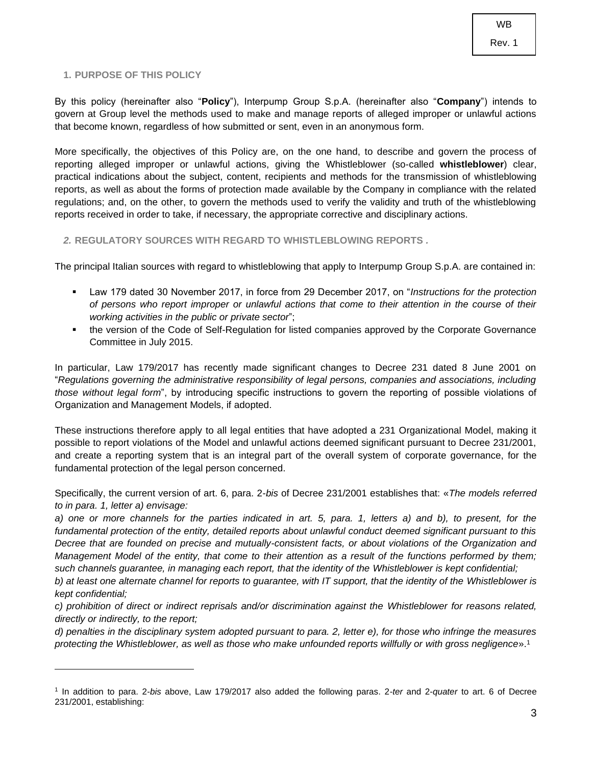## 1. PURPOSE OF THIS POLICY

By this policy (hereinafter also "**Policy**"), Interpump Group S.p.A. (hereinafter also "**Company**") intends to govern at Group level the methods used to make and manage reports of alleged improper or unlawful actions that become known, regardless of how submitted or sent, even in an anonymous form.

More specifically, the objectives of this Policy are, on the one hand, to describe and govern the process of reporting alleged improper or unlawful actions, giving the Whistleblower (so-called **whistleblower**) clear, practical indications about the subject, content, recipients and methods for the transmission of whistleblowing reports, as well as about the forms of protection made available by the Company in compliance with the related regulations; and, on the other, to govern the methods used to verify the validity and truth of the whistleblowing reports received in order to take, if necessary, the appropriate corrective and disciplinary actions.

## *2.* REGULATORY SOURCES WITH REGARD TO WHISTLEBLOWING REPORTS .

The principal Italian sources with regard to whistleblowing that apply to Interpump Group S.p.A. are contained in:

- Law 179 dated 30 November 2017, in force from 29 December 2017, on "*Instructions for the protection of persons who report improper or unlawful actions that come to their attention in the course of their working activities in the public or private sector*";
- the version of the Code of Self-Regulation for listed companies approved by the Corporate Governance Committee in July 2015.

In particular, Law 179/2017 has recently made significant changes to Decree 231 dated 8 June 2001 on "*Regulations governing the administrative responsibility of legal persons, companies and associations, including those without legal form*", by introducing specific instructions to govern the reporting of possible violations of Organization and Management Models, if adopted.

These instructions therefore apply to all legal entities that have adopted a 231 Organizational Model, making it possible to report violations of the Model and unlawful actions deemed significant pursuant to Decree 231/2001, and create a reporting system that is an integral part of the overall system of corporate governance, for the fundamental protection of the legal person concerned.

Specifically, the current version of art. 6, para. 2-*bis* of Decree 231/2001 establishes that: «*The models referred to in para. 1, letter a) envisage:*

*a) one or more channels for the parties indicated in art. 5, para. 1, letters a) and b), to present, for the fundamental protection of the entity, detailed reports about unlawful conduct deemed significant pursuant to this Decree that are founded on precise and mutually-consistent facts, or about violations of the Organization and Management Model of the entity, that come to their attention as a result of the functions performed by them; such channels guarantee, in managing each report, that the identity of the Whistleblower is kept confidential;*

*b) at least one alternate channel for reports to guarantee, with IT support, that the identity of the Whistleblower is kept confidential;*

*c) prohibition of direct or indirect reprisals and/or discrimination against the Whistleblower for reasons related, directly or indirectly, to the report;*

*d) penalties in the disciplinary system adopted pursuant to para. 2, letter e), for those who infringe the measures protecting the Whistleblower, as well as those who make unfounded reports willfully or with gross negligence*».[1]

---

[1] In addition to para. 2-*bis* above, Law 179/2017 also added the following paras. 2-*ter* and 2-*quater* to art. 6 of Decree 231/2001, establishing: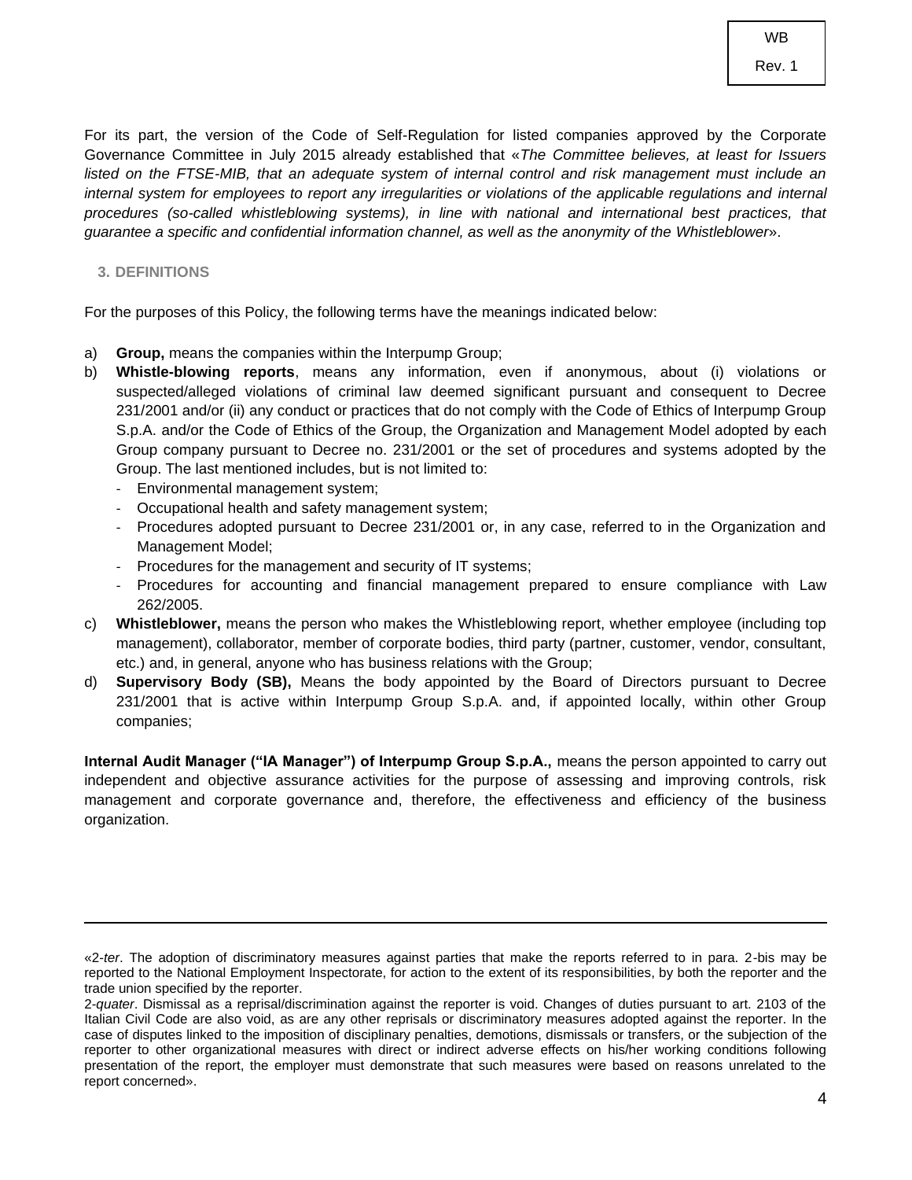For its part, the version of the Code of Self-Regulation for listed companies approved by the Corporate Governance Committee in July 2015 already established that «*The Committee believes, at least for Issuers listed on the FTSE-MIB, that an adequate system of internal control and risk management must include an internal system for employees to report any irregularities or violations of the applicable regulations and internal procedures (so-called whistleblowing systems), in line with national and international best practices, that guarantee a specific and confidential information channel, as well as the anonymity of the Whistleblower*».

## 3. DEFINITIONS

For the purposes of this Policy, the following terms have the meanings indicated below:

a) **Group,** means the companies within the Interpump Group;
b) **Whistle-blowing reports**, means any information, even if anonymous, about (i) violations or suspected/alleged violations of criminal law deemed significant pursuant and consequent to Decree 231/2001 and/or (ii) any conduct or practices that do not comply with the Code of Ethics of Interpump Group S.p.A. and/or the Code of Ethics of the Group, the Organization and Management Model adopted by each Group company pursuant to Decree no. 231/2001 or the set of procedures and systems adopted by the Group. The last mentioned includes, but is not limited to:
   - Environmental management system;
   - Occupational health and safety management system;
   - Procedures adopted pursuant to Decree 231/2001 or, in any case, referred to in the Organization and Management Model;
   - Procedures for the management and security of IT systems;
   - Procedures for accounting and financial management prepared to ensure compliance with Law 262/2005.
c) **Whistleblower,** means the person who makes the Whistleblowing report, whether employee (including top management), collaborator, member of corporate bodies, third party (partner, customer, vendor, consultant, etc.) and, in general, anyone who has business relations with the Group;
d) **Supervisory Body (SB),** Means the body appointed by the Board of Directors pursuant to Decree 231/2001 that is active within Interpump Group S.p.A. and, if appointed locally, within other Group companies;

**Internal Audit Manager ("IA Manager") of Interpump Group S.p.A.,** means the person appointed to carry out independent and objective assurance activities for the purpose of assessing and improving controls, risk management and corporate governance and, therefore, the effectiveness and efficiency of the business organization.

---

«2-*ter*. The adoption of discriminatory measures against parties that make the reports referred to in para. 2-bis may be reported to the National Employment Inspectorate, for action to the extent of its responsibilities, by both the reporter and the trade union specified by the reporter.

2-*quater*. Dismissal as a reprisal/discrimination against the reporter is void. Changes of duties pursuant to art. 2103 of the Italian Civil Code are also void, as are any other reprisals or discriminatory measures adopted against the reporter. In the case of disputes linked to the imposition of disciplinary penalties, demotions, dismissals or transfers, or the subjection of the reporter to other organizational measures with direct or indirect adverse effects on his/her working conditions following presentation of the report, the employer must demonstrate that such measures were based on reasons unrelated to the report concerned».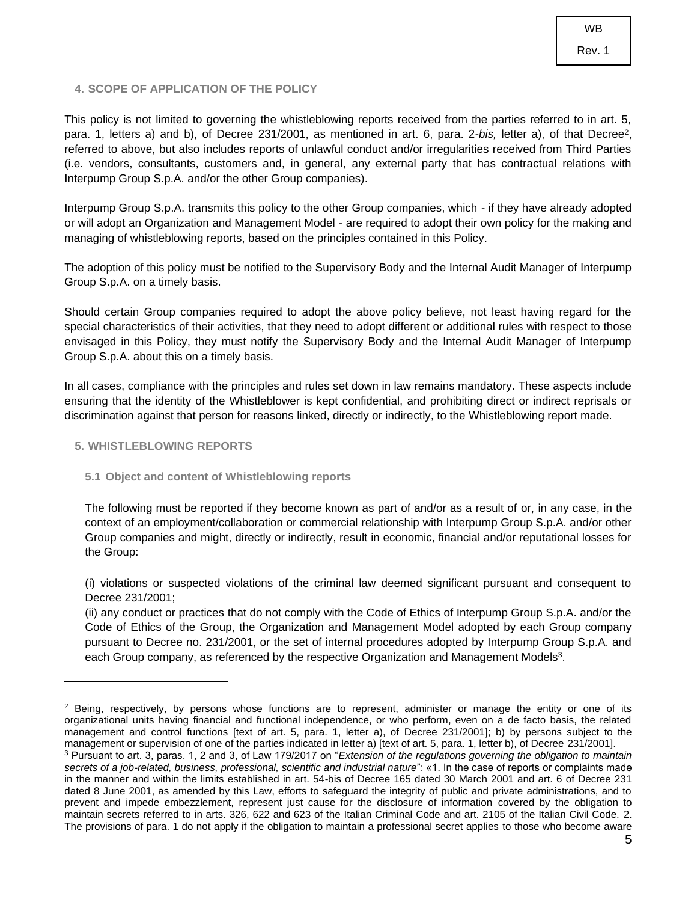## 4. SCOPE OF APPLICATION OF THE POLICY

This policy is not limited to governing the whistleblowing reports received from the parties referred to in art. 5, para. 1, letters a) and b), of Decree 231/2001, as mentioned in art. 6, para. 2-*bis,* letter a), of that Decree[2], referred to above, but also includes reports of unlawful conduct and/or irregularities received from Third Parties (i.e. vendors, consultants, customers and, in general, any external party that has contractual relations with Interpump Group S.p.A. and/or the other Group companies).

Interpump Group S.p.A. transmits this policy to the other Group companies, which - if they have already adopted or will adopt an Organization and Management Model - are required to adopt their own policy for the making and managing of whistleblowing reports, based on the principles contained in this Policy.

The adoption of this policy must be notified to the Supervisory Body and the Internal Audit Manager of Interpump Group S.p.A. on a timely basis.

Should certain Group companies required to adopt the above policy believe, not least having regard for the special characteristics of their activities, that they need to adopt different or additional rules with respect to those envisaged in this Policy, they must notify the Supervisory Body and the Internal Audit Manager of Interpump Group S.p.A. about this on a timely basis.

In all cases, compliance with the principles and rules set down in law remains mandatory. These aspects include ensuring that the identity of the Whistleblower is kept confidential, and prohibiting direct or indirect reprisals or discrimination against that person for reasons linked, directly or indirectly, to the Whistleblowing report made.

## 5. WHISTLEBLOWING REPORTS

### 5.1 Object and content of Whistleblowing reports

The following must be reported if they become known as part of and/or as a result of or, in any case, in the context of an employment/collaboration or commercial relationship with Interpump Group S.p.A. and/or other Group companies and might, directly or indirectly, result in economic, financial and/or reputational losses for the Group:

(i) violations or suspected violations of the criminal law deemed significant pursuant and consequent to Decree 231/2001;
(ii) any conduct or practices that do not comply with the Code of Ethics of Interpump Group S.p.A. and/or the Code of Ethics of the Group, the Organization and Management Model adopted by each Group company pursuant to Decree no. 231/2001, or the set of internal procedures adopted by Interpump Group S.p.A. and each Group company, as referenced by the respective Organization and Management Models[3].

---

[2] Being, respectively, by persons whose functions are to represent, administer or manage the entity or one of its organizational units having financial and functional independence, or who perform, even on a de facto basis, the related management and control functions [text of art. 5, para. 1, letter a), of Decree 231/2001]; b) by persons subject to the management or supervision of one of the parties indicated in letter a) [text of art. 5, para. 1, letter b), of Decree 231/2001].

[3] Pursuant to art. 3, paras. 1, 2 and 3, of Law 179/2017 on "*Extension of the regulations governing the obligation to maintain secrets of a job-related, business, professional, scientific and industrial nature*": «1. In the case of reports or complaints made in the manner and within the limits established in art. 54-bis of Decree 165 dated 30 March 2001 and art. 6 of Decree 231 dated 8 June 2001, as amended by this Law, efforts to safeguard the integrity of public and private administrations, and to prevent and impede embezzlement, represent just cause for the disclosure of information covered by the obligation to maintain secrets referred to in arts. 326, 622 and 623 of the Italian Criminal Code and art. 2105 of the Italian Civil Code. 2. The provisions of para. 1 do not apply if the obligation to maintain a professional secret applies to those who become aware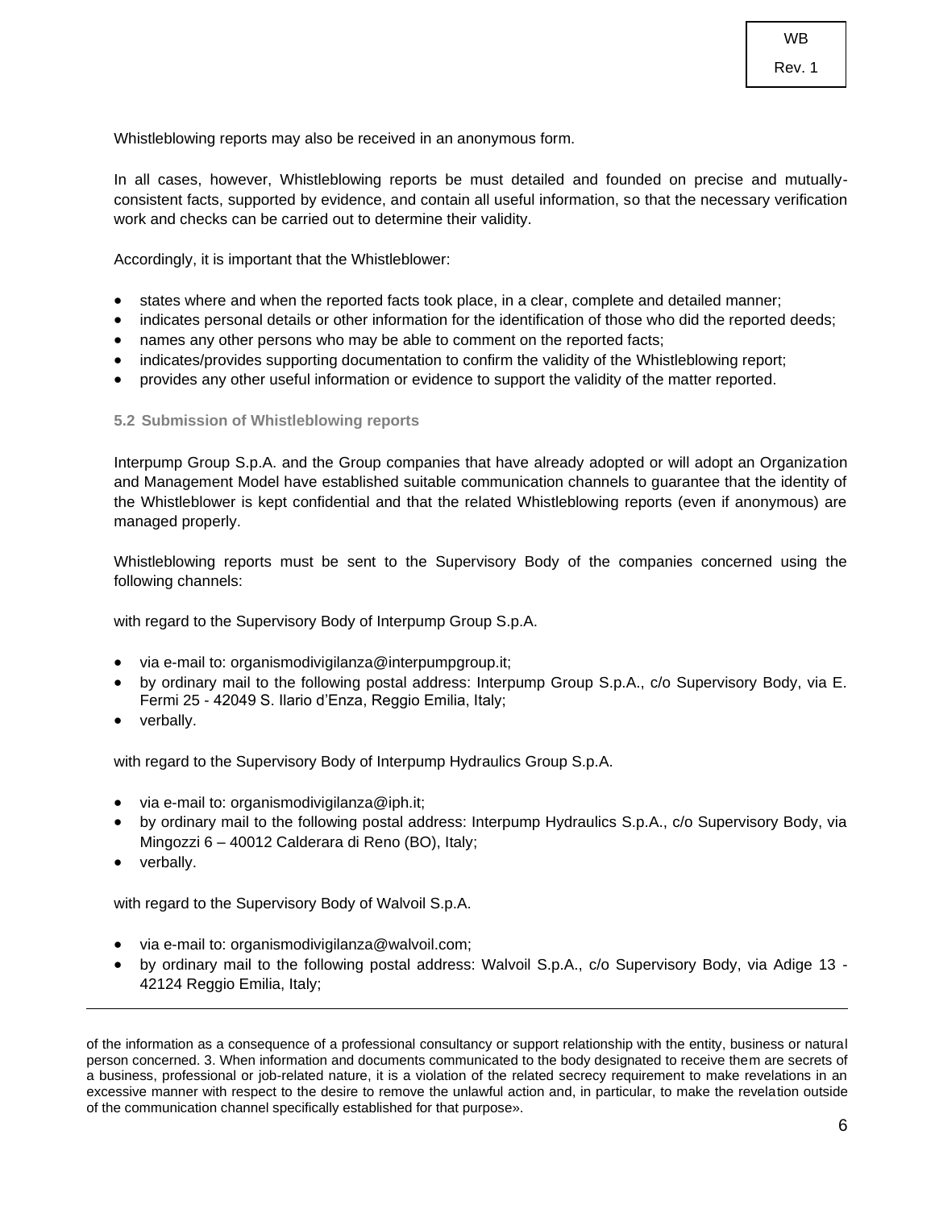Whistleblowing reports may also be received in an anonymous form.

In all cases, however, Whistleblowing reports be must detailed and founded on precise and mutually-consistent facts, supported by evidence, and contain all useful information, so that the necessary verification work and checks can be carried out to determine their validity.

Accordingly, it is important that the Whistleblower:

- states where and when the reported facts took place, in a clear, complete and detailed manner;
- indicates personal details or other information for the identification of those who did the reported deeds;
- names any other persons who may be able to comment on the reported facts;
- indicates/provides supporting documentation to confirm the validity of the Whistleblowing report;
- provides any other useful information or evidence to support the validity of the matter reported.

### 5.2 Submission of Whistleblowing reports

Interpump Group S.p.A. and the Group companies that have already adopted or will adopt an Organization and Management Model have established suitable communication channels to guarantee that the identity of the Whistleblower is kept confidential and that the related Whistleblowing reports (even if anonymous) are managed properly.

Whistleblowing reports must be sent to the Supervisory Body of the companies concerned using the following channels:

with regard to the Supervisory Body of Interpump Group S.p.A.

- via e-mail to: organismodivigilanza@interpumpgroup.it;
- by ordinary mail to the following postal address: Interpump Group S.p.A., c/o Supervisory Body, via E. Fermi 25 - 42049 S. Ilario d'Enza, Reggio Emilia, Italy;
- verbally.

with regard to the Supervisory Body of Interpump Hydraulics Group S.p.A.

- via e-mail to: organismodivigilanza@iph.it;
- by ordinary mail to the following postal address: Interpump Hydraulics S.p.A., c/o Supervisory Body, via Mingozzi 6 – 40012 Calderara di Reno (BO), Italy;
- verbally.

with regard to the Supervisory Body of Walvoil S.p.A.

- via e-mail to: organismodivigilanza@walvoil.com;
- by ordinary mail to the following postal address: Walvoil S.p.A., c/o Supervisory Body, via Adige 13 - 42124 Reggio Emilia, Italy;

---

of the information as a consequence of a professional consultancy or support relationship with the entity, business or natural person concerned. 3. When information and documents communicated to the body designated to receive them are secrets of a business, professional or job-related nature, it is a violation of the related secrecy requirement to make revelations in an excessive manner with respect to the desire to remove the unlawful action and, in particular, to make the revelation outside of the communication channel specifically established for that purpose».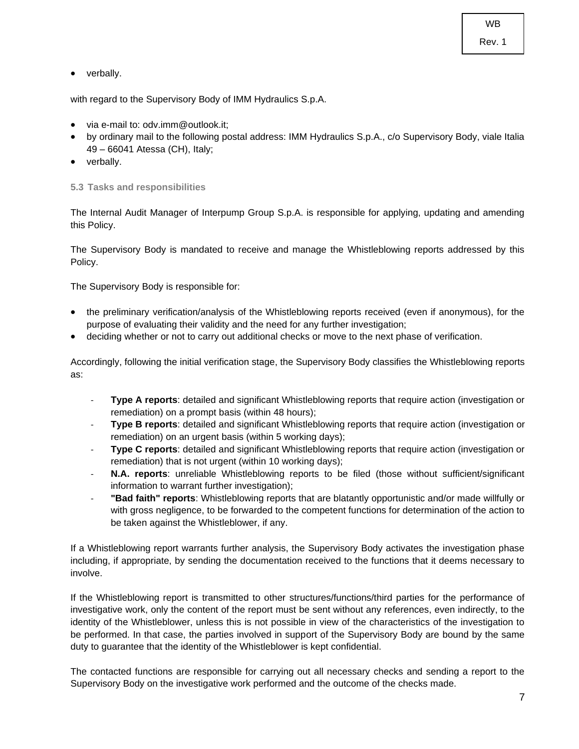- verbally.

with regard to the Supervisory Body of IMM Hydraulics S.p.A.

- via e-mail to: odv.imm@outlook.it;
- by ordinary mail to the following postal address: IMM Hydraulics S.p.A., c/o Supervisory Body, viale Italia 49 – 66041 Atessa (CH), Italy;
- verbally.

### 5.3 Tasks and responsibilities

The Internal Audit Manager of Interpump Group S.p.A. is responsible for applying, updating and amending this Policy.

The Supervisory Body is mandated to receive and manage the Whistleblowing reports addressed by this Policy.

The Supervisory Body is responsible for:

- the preliminary verification/analysis of the Whistleblowing reports received (even if anonymous), for the purpose of evaluating their validity and the need for any further investigation;
- deciding whether or not to carry out additional checks or move to the next phase of verification.

Accordingly, following the initial verification stage, the Supervisory Body classifies the Whistleblowing reports as:

- **Type A reports**: detailed and significant Whistleblowing reports that require action (investigation or remediation) on a prompt basis (within 48 hours);
- **Type B reports**: detailed and significant Whistleblowing reports that require action (investigation or remediation) on an urgent basis (within 5 working days);
- **Type C reports**: detailed and significant Whistleblowing reports that require action (investigation or remediation) that is not urgent (within 10 working days);
- **N.A. reports**: unreliable Whistleblowing reports to be filed (those without sufficient/significant information to warrant further investigation);
- **"Bad faith" reports**: Whistleblowing reports that are blatantly opportunistic and/or made willfully or with gross negligence, to be forwarded to the competent functions for determination of the action to be taken against the Whistleblower, if any.

If a Whistleblowing report warrants further analysis, the Supervisory Body activates the investigation phase including, if appropriate, by sending the documentation received to the functions that it deems necessary to involve.

If the Whistleblowing report is transmitted to other structures/functions/third parties for the performance of investigative work, only the content of the report must be sent without any references, even indirectly, to the identity of the Whistleblower, unless this is not possible in view of the characteristics of the investigation to be performed. In that case, the parties involved in support of the Supervisory Body are bound by the same duty to guarantee that the identity of the Whistleblower is kept confidential.

The contacted functions are responsible for carrying out all necessary checks and sending a report to the Supervisory Body on the investigative work performed and the outcome of the checks made.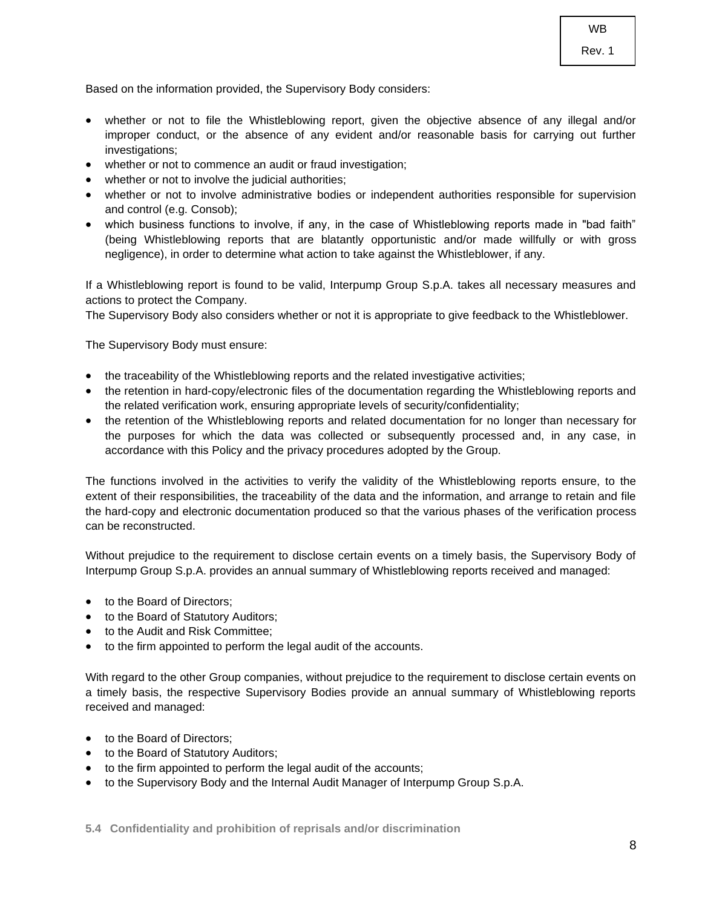Based on the information provided, the Supervisory Body considers:

- whether or not to file the Whistleblowing report, given the objective absence of any illegal and/or improper conduct, or the absence of any evident and/or reasonable basis for carrying out further investigations;
- whether or not to commence an audit or fraud investigation;
- whether or not to involve the judicial authorities;
- whether or not to involve administrative bodies or independent authorities responsible for supervision and control (e.g. Consob);
- which business functions to involve, if any, in the case of Whistleblowing reports made in "bad faith" (being Whistleblowing reports that are blatantly opportunistic and/or made willfully or with gross negligence), in order to determine what action to take against the Whistleblower, if any.

If a Whistleblowing report is found to be valid, Interpump Group S.p.A. takes all necessary measures and actions to protect the Company.
The Supervisory Body also considers whether or not it is appropriate to give feedback to the Whistleblower.

The Supervisory Body must ensure:

- the traceability of the Whistleblowing reports and the related investigative activities;
- the retention in hard-copy/electronic files of the documentation regarding the Whistleblowing reports and the related verification work, ensuring appropriate levels of security/confidentiality;
- the retention of the Whistleblowing reports and related documentation for no longer than necessary for the purposes for which the data was collected or subsequently processed and, in any case, in accordance with this Policy and the privacy procedures adopted by the Group.

The functions involved in the activities to verify the validity of the Whistleblowing reports ensure, to the extent of their responsibilities, the traceability of the data and the information, and arrange to retain and file the hard-copy and electronic documentation produced so that the various phases of the verification process can be reconstructed.

Without prejudice to the requirement to disclose certain events on a timely basis, the Supervisory Body of Interpump Group S.p.A. provides an annual summary of Whistleblowing reports received and managed:

- to the Board of Directors;
- to the Board of Statutory Auditors;
- to the Audit and Risk Committee;
- to the firm appointed to perform the legal audit of the accounts.

With regard to the other Group companies, without prejudice to the requirement to disclose certain events on a timely basis, the respective Supervisory Bodies provide an annual summary of Whistleblowing reports received and managed:

- to the Board of Directors;
- to the Board of Statutory Auditors;
- to the firm appointed to perform the legal audit of the accounts;
- to the Supervisory Body and the Internal Audit Manager of Interpump Group S.p.A.

### 5.4 Confidentiality and prohibition of reprisals and/or discrimination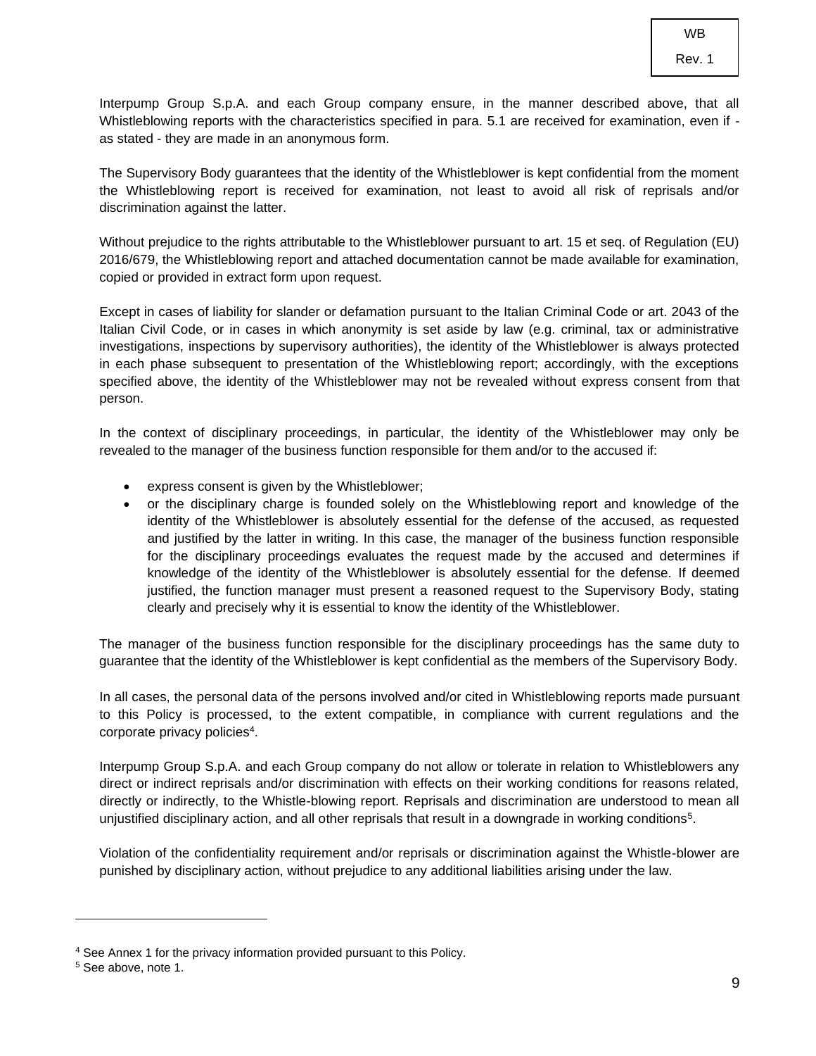Interpump Group S.p.A. and each Group company ensure, in the manner described above, that all Whistleblowing reports with the characteristics specified in para. 5.1 are received for examination, even if - as stated - they are made in an anonymous form.

The Supervisory Body guarantees that the identity of the Whistleblower is kept confidential from the moment the Whistleblowing report is received for examination, not least to avoid all risk of reprisals and/or discrimination against the latter.

Without prejudice to the rights attributable to the Whistleblower pursuant to art. 15 et seq. of Regulation (EU) 2016/679, the Whistleblowing report and attached documentation cannot be made available for examination, copied or provided in extract form upon request.

Except in cases of liability for slander or defamation pursuant to the Italian Criminal Code or art. 2043 of the Italian Civil Code, or in cases in which anonymity is set aside by law (e.g. criminal, tax or administrative investigations, inspections by supervisory authorities), the identity of the Whistleblower is always protected in each phase subsequent to presentation of the Whistleblowing report; accordingly, with the exceptions specified above, the identity of the Whistleblower may not be revealed without express consent from that person.

In the context of disciplinary proceedings, in particular, the identity of the Whistleblower may only be revealed to the manager of the business function responsible for them and/or to the accused if:

- express consent is given by the Whistleblower;
- or the disciplinary charge is founded solely on the Whistleblowing report and knowledge of the identity of the Whistleblower is absolutely essential for the defense of the accused, as requested and justified by the latter in writing. In this case, the manager of the business function responsible for the disciplinary proceedings evaluates the request made by the accused and determines if knowledge of the identity of the Whistleblower is absolutely essential for the defense. If deemed justified, the function manager must present a reasoned request to the Supervisory Body, stating clearly and precisely why it is essential to know the identity of the Whistleblower.

The manager of the business function responsible for the disciplinary proceedings has the same duty to guarantee that the identity of the Whistleblower is kept confidential as the members of the Supervisory Body.

In all cases, the personal data of the persons involved and/or cited in Whistleblowing reports made pursuant to this Policy is processed, to the extent compatible, in compliance with current regulations and the corporate privacy policies[4].

Interpump Group S.p.A. and each Group company do not allow or tolerate in relation to Whistleblowers any direct or indirect reprisals and/or discrimination with effects on their working conditions for reasons related, directly or indirectly, to the Whistle-blowing report. Reprisals and discrimination are understood to mean all unjustified disciplinary action, and all other reprisals that result in a downgrade in working conditions[5].

Violation of the confidentiality requirement and/or reprisals or discrimination against the Whistle-blower are punished by disciplinary action, without prejudice to any additional liabilities arising under the law.

---

[4] See Annex 1 for the privacy information provided pursuant to this Policy.

[5] See above, note 1.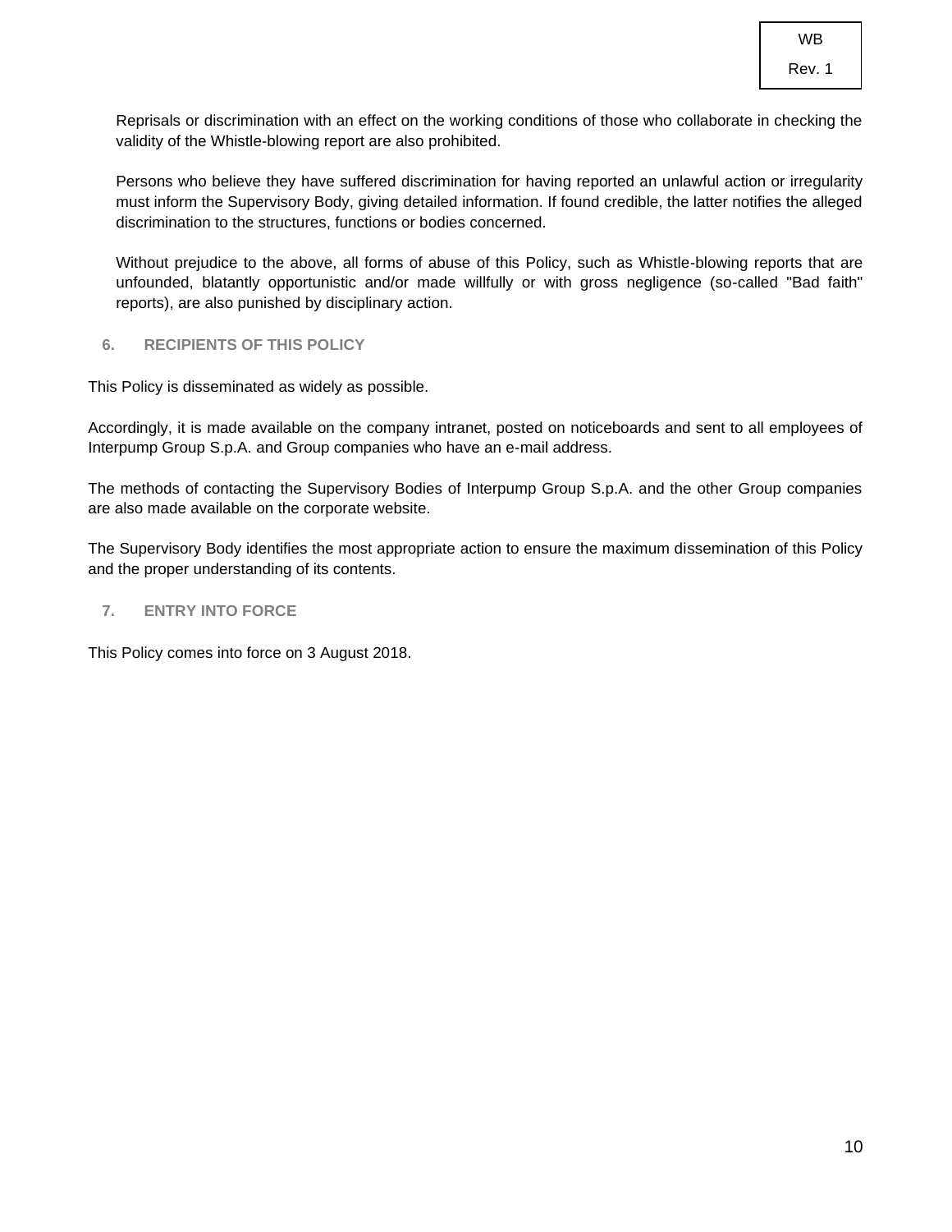Reprisals or discrimination with an effect on the working conditions of those who collaborate in checking the validity of the Whistle-blowing report are also prohibited.

Persons who believe they have suffered discrimination for having reported an unlawful action or irregularity must inform the Supervisory Body, giving detailed information. If found credible, the latter notifies the alleged discrimination to the structures, functions or bodies concerned.

Without prejudice to the above, all forms of abuse of this Policy, such as Whistle-blowing reports that are unfounded, blatantly opportunistic and/or made willfully or with gross negligence (so-called "Bad faith" reports), are also punished by disciplinary action.

## 6. RECIPIENTS OF THIS POLICY

This Policy is disseminated as widely as possible.

Accordingly, it is made available on the company intranet, posted on noticeboards and sent to all employees of Interpump Group S.p.A. and Group companies who have an e-mail address.

The methods of contacting the Supervisory Bodies of Interpump Group S.p.A. and the other Group companies are also made available on the corporate website.

The Supervisory Body identifies the most appropriate action to ensure the maximum dissemination of this Policy and the proper understanding of its contents.

## 7. ENTRY INTO FORCE

This Policy comes into force on 3 August 2018.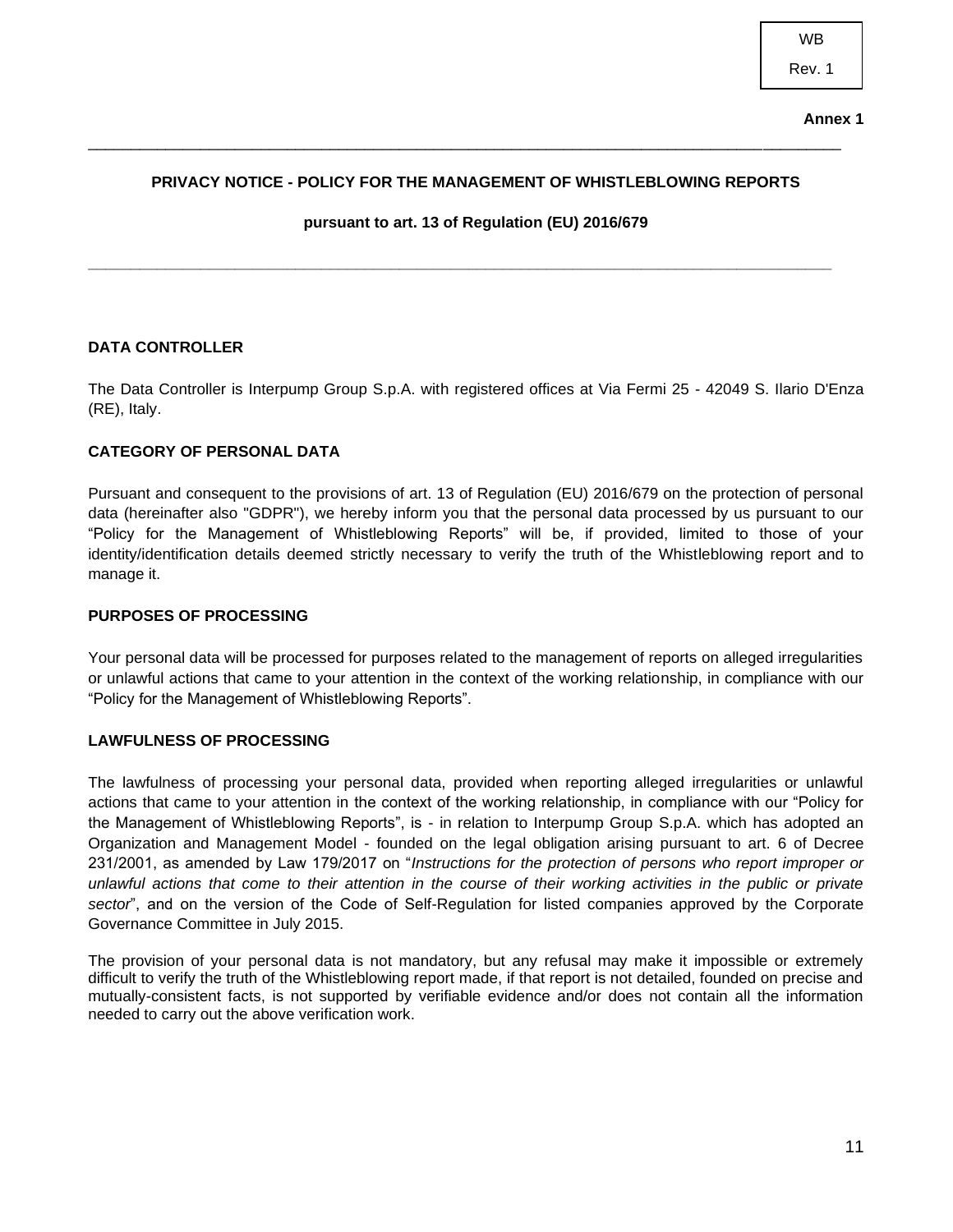WB

Rev. 1

**Annex 1**

---

**PRIVACY NOTICE - POLICY FOR THE MANAGEMENT OF WHISTLEBLOWING REPORTS**

**pursuant to art. 13 of Regulation (EU) 2016/679**

---

## DATA CONTROLLER

The Data Controller is Interpump Group S.p.A. with registered offices at Via Fermi 25 - 42049 S. Ilario D'Enza (RE), Italy.

## CATEGORY OF PERSONAL DATA

Pursuant and consequent to the provisions of art. 13 of Regulation (EU) 2016/679 on the protection of personal data (hereinafter also "GDPR"), we hereby inform you that the personal data processed by us pursuant to our "Policy for the Management of Whistleblowing Reports" will be, if provided, limited to those of your identity/identification details deemed strictly necessary to verify the truth of the Whistleblowing report and to manage it.

## PURPOSES OF PROCESSING

Your personal data will be processed for purposes related to the management of reports on alleged irregularities or unlawful actions that came to your attention in the context of the working relationship, in compliance with our "Policy for the Management of Whistleblowing Reports".

## LAWFULNESS OF PROCESSING

The lawfulness of processing your personal data, provided when reporting alleged irregularities or unlawful actions that came to your attention in the context of the working relationship, in compliance with our "Policy for the Management of Whistleblowing Reports", is - in relation to Interpump Group S.p.A. which has adopted an Organization and Management Model - founded on the legal obligation arising pursuant to art. 6 of Decree 231/2001, as amended by Law 179/2017 on "*Instructions for the protection of persons who report improper or unlawful actions that come to their attention in the course of their working activities in the public or private sector*", and on the version of the Code of Self-Regulation for listed companies approved by the Corporate Governance Committee in July 2015.

The provision of your personal data is not mandatory, but any refusal may make it impossible or extremely difficult to verify the truth of the Whistleblowing report made, if that report is not detailed, founded on precise and mutually-consistent facts, is not supported by verifiable evidence and/or does not contain all the information needed to carry out the above verification work.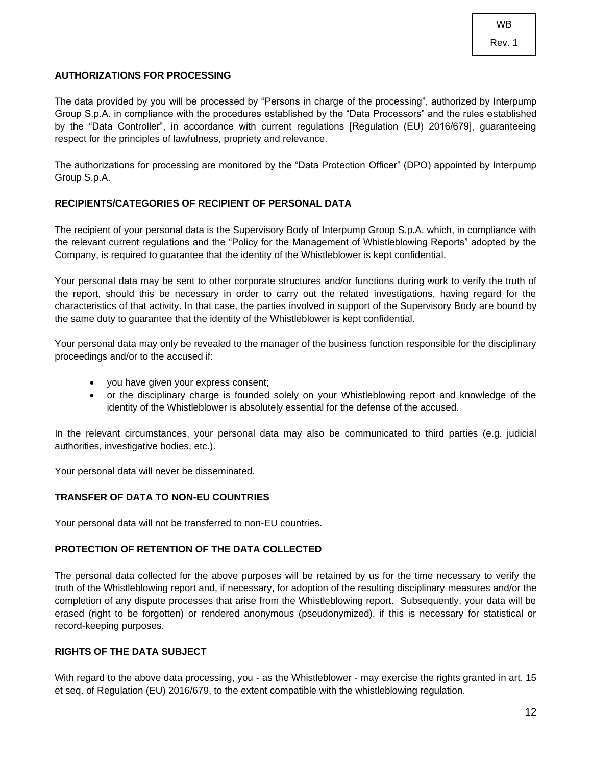## AUTHORIZATIONS FOR PROCESSING

The data provided by you will be processed by "Persons in charge of the processing", authorized by Interpump Group S.p.A. in compliance with the procedures established by the "Data Processors" and the rules established by the "Data Controller", in accordance with current regulations [Regulation (EU) 2016/679], guaranteeing respect for the principles of lawfulness, propriety and relevance.

The authorizations for processing are monitored by the "Data Protection Officer" (DPO) appointed by Interpump Group S.p.A.

## RECIPIENTS/CATEGORIES OF RECIPIENT OF PERSONAL DATA

The recipient of your personal data is the Supervisory Body of Interpump Group S.p.A. which, in compliance with the relevant current regulations and the "Policy for the Management of Whistleblowing Reports" adopted by the Company, is required to guarantee that the identity of the Whistleblower is kept confidential.

Your personal data may be sent to other corporate structures and/or functions during work to verify the truth of the report, should this be necessary in order to carry out the related investigations, having regard for the characteristics of that activity. In that case, the parties involved in support of the Supervisory Body are bound by the same duty to guarantee that the identity of the Whistleblower is kept confidential.

Your personal data may only be revealed to the manager of the business function responsible for the disciplinary proceedings and/or to the accused if:

- you have given your express consent;
- or the disciplinary charge is founded solely on your Whistleblowing report and knowledge of the identity of the Whistleblower is absolutely essential for the defense of the accused.

In the relevant circumstances, your personal data may also be communicated to third parties (e.g. judicial authorities, investigative bodies, etc.).

Your personal data will never be disseminated.

## TRANSFER OF DATA TO NON-EU COUNTRIES

Your personal data will not be transferred to non-EU countries.

## PROTECTION OF RETENTION OF THE DATA COLLECTED

The personal data collected for the above purposes will be retained by us for the time necessary to verify the truth of the Whistleblowing report and, if necessary, for adoption of the resulting disciplinary measures and/or the completion of any dispute processes that arise from the Whistleblowing report. Subsequently, your data will be erased (right to be forgotten) or rendered anonymous (pseudonymized), if this is necessary for statistical or record-keeping purposes.

## RIGHTS OF THE DATA SUBJECT

With regard to the above data processing, you - as the Whistleblower - may exercise the rights granted in art. 15 et seq. of Regulation (EU) 2016/679, to the extent compatible with the whistleblowing regulation.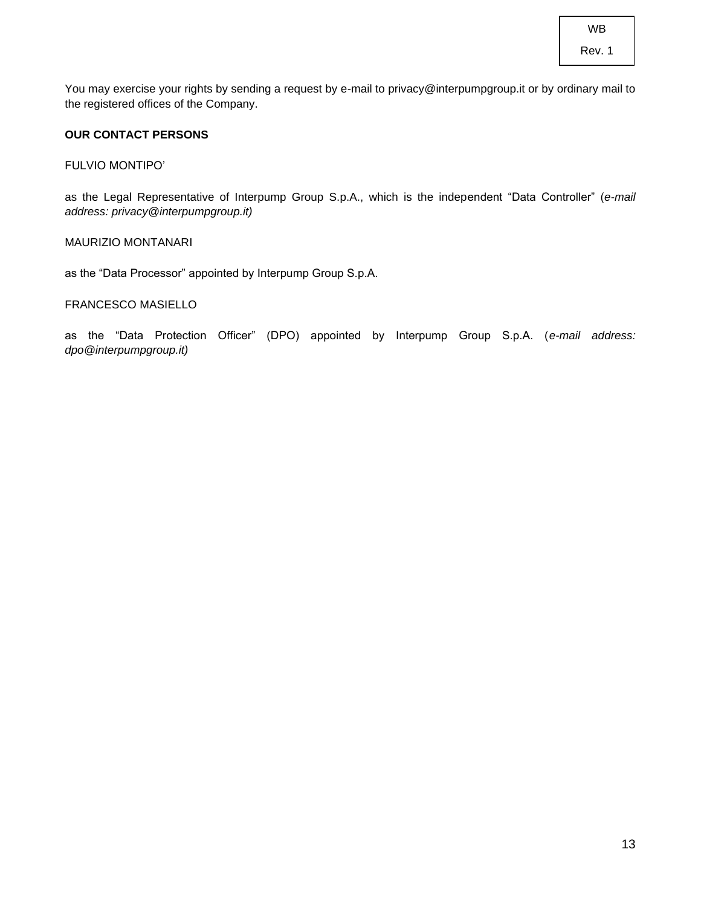You may exercise your rights by sending a request by e-mail to privacy@interpumpgroup.it or by ordinary mail to the registered offices of the Company.

**OUR CONTACT PERSONS**

FULVIO MONTIPO’

as the Legal Representative of Interpump Group S.p.A., which is the independent “Data Controller” (*e-mail address: privacy@interpumpgroup.it)*

MAURIZIO MONTANARI

as the “Data Processor” appointed by Interpump Group S.p.A.

FRANCESCO MASIELLO

as the “Data Protection Officer” (DPO) appointed by Interpump Group S.p.A. (*e-mail address: dpo@interpumpgroup.it)*